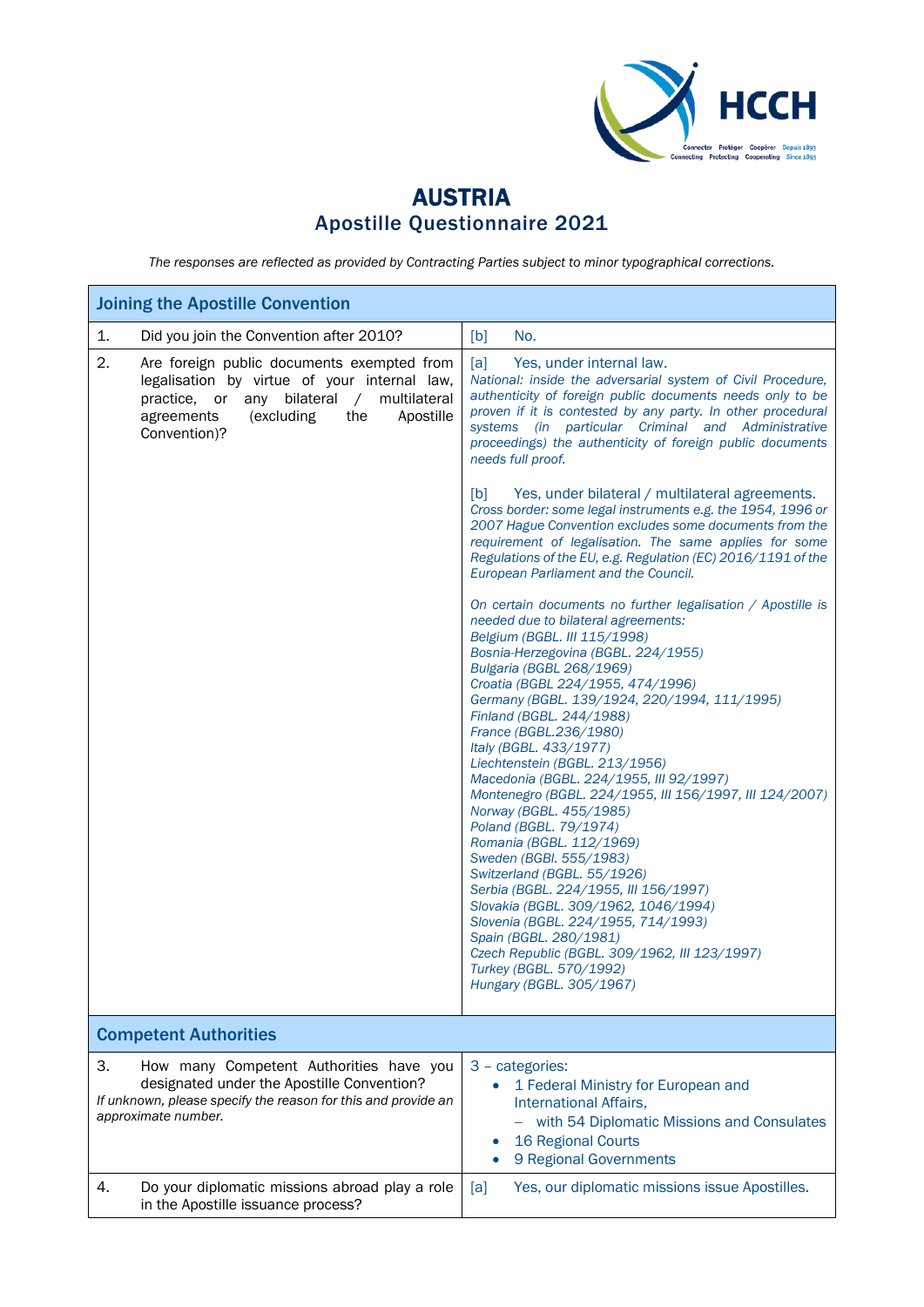# AUSTRIA
## Apostille Questionnaire 2021

*The responses are reflected as provided by Contracting Parties subject to minor typographical corrections.*

| Joining the Apostille Convention | |
|---|---|
| 1. Did you join the Convention after 2010? | [b] No. |
| 2. Are foreign public documents exempted from legalisation by virtue of your internal law, practice, or any bilateral / multilateral agreements (excluding the Apostille Convention)? | [a] Yes, under internal law.<br>*National: inside the adversarial system of Civil Procedure, authenticity of foreign public documents needs only to be proven if it is contested by any party. In other procedural systems (in particular Criminal and Administrative proceedings) the authenticity of foreign public documents needs full proof.*<br><br>[b] Yes, under bilateral / multilateral agreements.<br>*Cross border: some legal instruments e.g. the 1954, 1996 or 2007 Hague Convention excludes some documents from the requirement of legalisation. The same applies for some Regulations of the EU, e.g. Regulation (EC) 2016/1191 of the European Parliament and the Council.*<br><br>*On certain documents no further legalisation / Apostille is needed due to bilateral agreements:*<br>*Belgium (BGBL. III 115/1998)*<br>*Bosnia-Herzegovina (BGBL. 224/1955)*<br>*Bulgaria (BGBL 268/1969)*<br>*Croatia (BGBL 224/1955, 474/1996)*<br>*Germany (BGBL. 139/1924, 220/1994, 111/1995)*<br>*Finland (BGBL. 244/1988)*<br>*France (BGBL.236/1980)*<br>*Italy (BGBL. 433/1977)*<br>*Liechtenstein (BGBL. 213/1956)*<br>*Macedonia (BGBL. 224/1955, III 92/1997)*<br>*Montenegro (BGBL. 224/1955, III 156/1997, III 124/2007)*<br>*Norway (BGBL. 455/1985)*<br>*Poland (BGBL. 79/1974)*<br>*Romania (BGBL. 112/1969)*<br>*Sweden (BGBl. 555/1983)*<br>*Switzerland (BGBL. 55/1926)*<br>*Serbia (BGBL. 224/1955, III 156/1997)*<br>*Slovakia (BGBL. 309/1962, 1046/1994)*<br>*Slovenia (BGBL. 224/1955, 714/1993)*<br>*Spain (BGBL. 280/1981)*<br>*Czech Republic (BGBL. 309/1962, III 123/1997)*<br>*Turkey (BGBL. 570/1992)*<br>*Hungary (BGBL. 305/1967)* |
| **Competent Authorities** | |
| 3. How many Competent Authorities have you designated under the Apostille Convention?<br>*If unknown, please specify the reason for this and provide an approximate number.* | 3 – categories:<br>• 1 Federal Ministry for European and International Affairs,<br>  – with 54 Diplomatic Missions and Consulates<br>• 16 Regional Courts<br>• 9 Regional Governments |
| 4. Do your diplomatic missions abroad play a role in the Apostille issuance process? | [a] Yes, our diplomatic missions issue Apostilles. |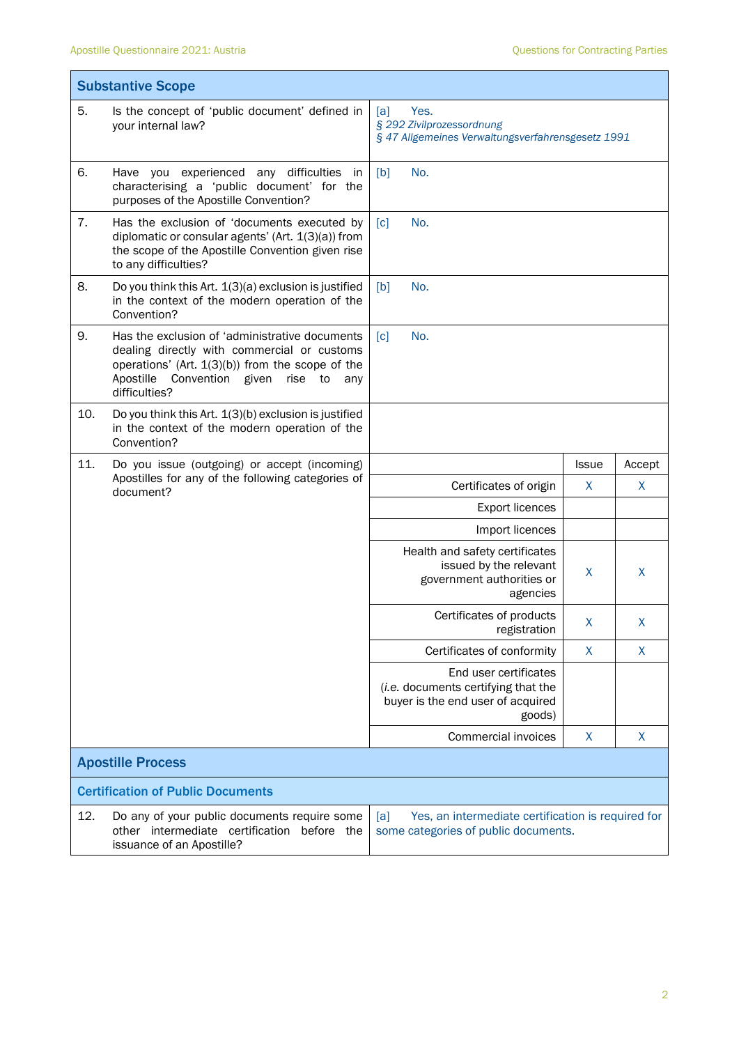## Substantive Scope

| | Question | Answer | | |
|---|---|---|---|---|
| 5. | Is the concept of 'public document' defined in your internal law? | [a] Yes. *§ 292 Zivilprozessordnung* *§ 47 Allgemeines Verwaltungsverfahrensgesetz 1991* | | |
| 6. | Have you experienced any difficulties in characterising a 'public document' for the purposes of the Apostille Convention? | [b] No. | | |
| 7. | Has the exclusion of 'documents executed by diplomatic or consular agents' (Art. 1(3)(a)) from the scope of the Apostille Convention given rise to any difficulties? | [c] No. | | |
| 8. | Do you think this Art. 1(3)(a) exclusion is justified in the context of the modern operation of the Convention? | [b] No. | | |
| 9. | Has the exclusion of 'administrative documents dealing directly with commercial or customs operations' (Art. 1(3)(b)) from the scope of the Apostille Convention given rise to any difficulties? | [c] No. | | |
| 10. | Do you think this Art. 1(3)(b) exclusion is justified in the context of the modern operation of the Convention? | | | |
| 11. | Do you issue (outgoing) or accept (incoming) Apostilles for any of the following categories of document? | | Issue | Accept |
| | | Certificates of origin | X | X |
| | | Export licences | | |
| | | Import licences | | |
| | | Health and safety certificates issued by the relevant government authorities or agencies | X | X |
| | | Certificates of products registration | X | X |
| | | Certificates of conformity | X | X |
| | | End user certificates (*i.e.* documents certifying that the buyer is the end user of acquired goods) | | |
| | | Commercial invoices | X | X |

## Apostille Process

### Certification of Public Documents

| | Question | Answer |
|---|---|---|
| 12. | Do any of your public documents require some other intermediate certification before the issuance of an Apostille? | [a] Yes, an intermediate certification is required for some categories of public documents. |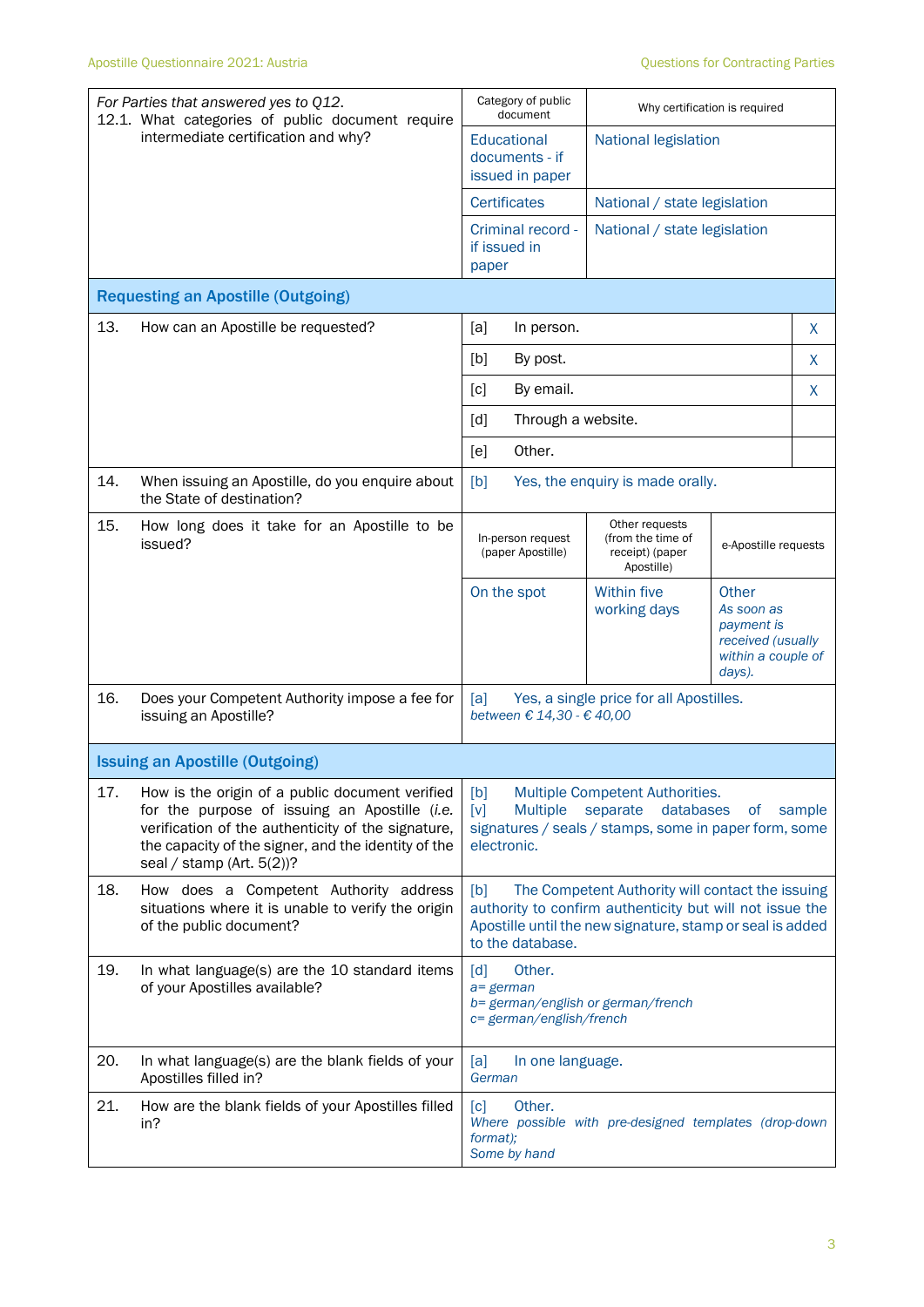| | | |
|---|---|---|
| *For Parties that answered yes to Q12.* 12.1. What categories of public document require intermediate certification and why? | Category of public document | Why certification is required |
| | Educational documents - if issued in paper | National legislation |
| | Certificates | National / state legislation |
| | Criminal record - if issued in paper | National / state legislation |

## Requesting an Apostille (Outgoing)

| | | |
|---|---|---|
| 13. How can an Apostille be requested? | [a] In person. | X |
| | [b] By post. | X |
| | [c] By email. | X |
| | [d] Through a website. | |
| | [e] Other. | |
| 14. When issuing an Apostille, do you enquire about the State of destination? | [b] Yes, the enquiry is made orally. | |

| | | | |
|---|---|---|---|
| 15. How long does it take for an Apostille to be issued? | In-person request (paper Apostille) | Other requests (from the time of receipt) (paper Apostille) | e-Apostille requests |
| | On the spot | Within five working days | Other *As soon as payment is received (usually within a couple of days).* |
| 16. Does your Competent Authority impose a fee for issuing an Apostille? | [a] Yes, a single price for all Apostilles. *between € 14,30 - € 40,00* | | |

## Issuing an Apostille (Outgoing)

| | |
|---|---|
| 17. How is the origin of a public document verified for the purpose of issuing an Apostille (*i.e.* verification of the authenticity of the signature, the capacity of the signer, and the identity of the seal / stamp (Art. 5(2))? | [b] Multiple Competent Authorities. [v] Multiple separate databases of sample signatures / seals / stamps, some in paper form, some electronic. |
| 18. How does a Competent Authority address situations where it is unable to verify the origin of the public document? | [b] The Competent Authority will contact the issuing authority to confirm authenticity but will not issue the Apostille until the new signature, stamp or seal is added to the database. |
| 19. In what language(s) are the 10 standard items of your Apostilles available? | [d] Other. *a= german* *b= german/english or german/french* *c= german/english/french* |
| 20. In what language(s) are the blank fields of your Apostilles filled in? | [a] In one language. *German* |
| 21. How are the blank fields of your Apostilles filled in? | [c] Other. *Where possible with pre-designed templates (drop-down format);* *Some by hand* |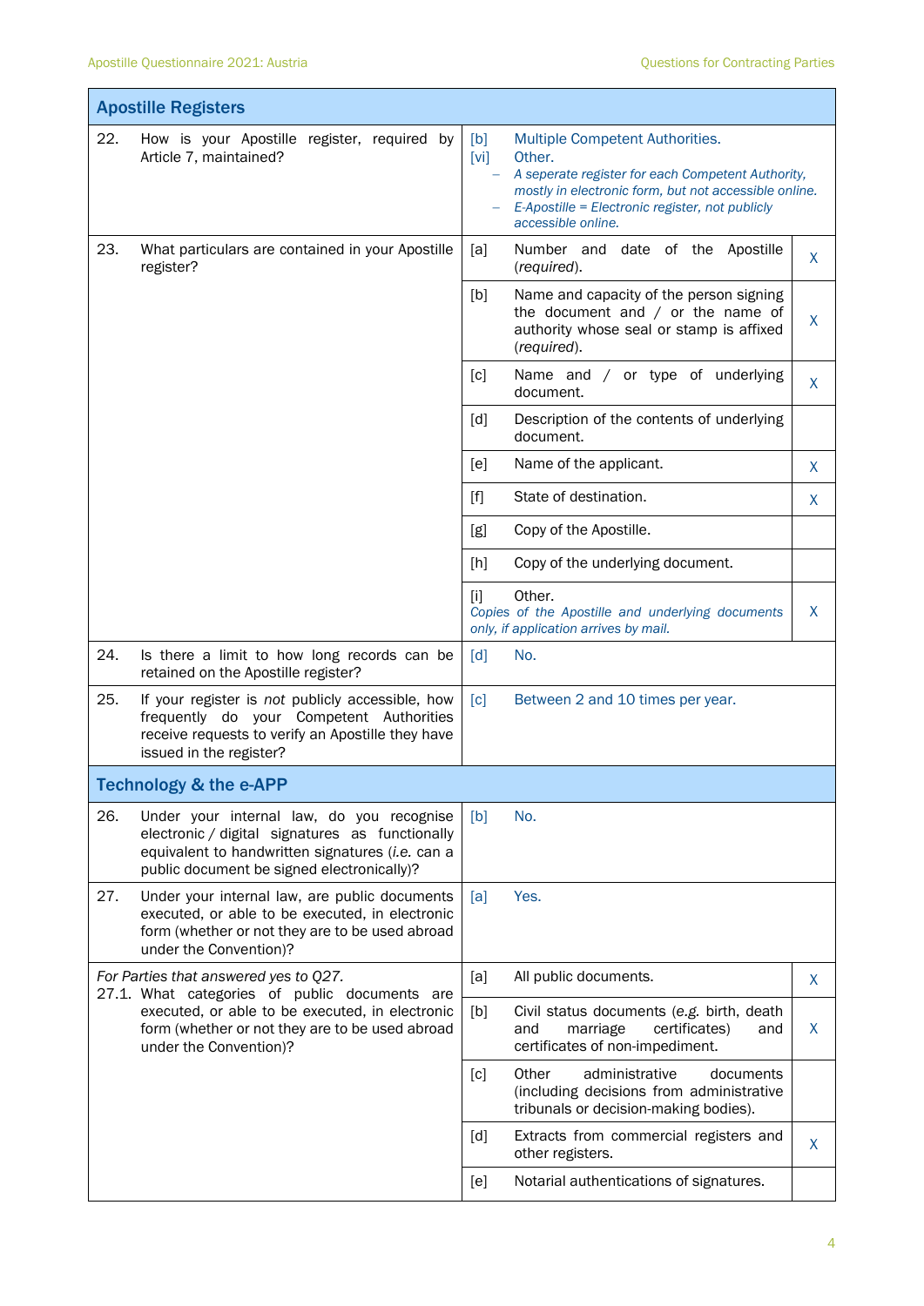## Apostille Registers

| Question | Answer | |
|---|---|---|
| 22. How is your Apostille register, required by Article 7, maintained? | [b] Multiple Competent Authorities.<br>[vi] Other.<br>– *A seperate register for each Competent Authority, mostly in electronic form, but not accessible online.*<br>– *E-Apostille = Electronic register, not publicly accessible online.* | |
| 23. What particulars are contained in your Apostille register? | [a] Number and date of the Apostille (*required*). | X |
| | [b] Name and capacity of the person signing the document and / or the name of authority whose seal or stamp is affixed (*required*). | X |
| | [c] Name and / or type of underlying document. | X |
| | [d] Description of the contents of underlying document. | |
| | [e] Name of the applicant. | X |
| | [f] State of destination. | X |
| | [g] Copy of the Apostille. | |
| | [h] Copy of the underlying document. | |
| | [i] Other.<br>*Copies of the Apostille and underlying documents only, if application arrives by mail.* | X |
| 24. Is there a limit to how long records can be retained on the Apostille register? | [d] No. | |
| 25. If your register is *not* publicly accessible, how frequently do your Competent Authorities receive requests to verify an Apostille they have issued in the register? | [c] Between 2 and 10 times per year. | |

## Technology & the e-APP

| Question | Answer | |
|---|---|---|
| 26. Under your internal law, do you recognise electronic / digital signatures as functionally equivalent to handwritten signatures (*i.e.* can a public document be signed electronically)? | [b] No. | |
| 27. Under your internal law, are public documents executed, or able to be executed, in electronic form (whether or not they are to be used abroad under the Convention)? | [a] Yes. | |
| *For Parties that answered yes to Q27.*<br>27.1. What categories of public documents are executed, or able to be executed, in electronic form (whether or not they are to be used abroad under the Convention)? | [a] All public documents. | X |
| | [b] Civil status documents (*e.g.* birth, death and marriage certificates) and certificates of non-impediment. | X |
| | [c] Other administrative documents (including decisions from administrative tribunals or decision-making bodies). | |
| | [d] Extracts from commercial registers and other registers. | X |
| | [e] Notarial authentications of signatures. | |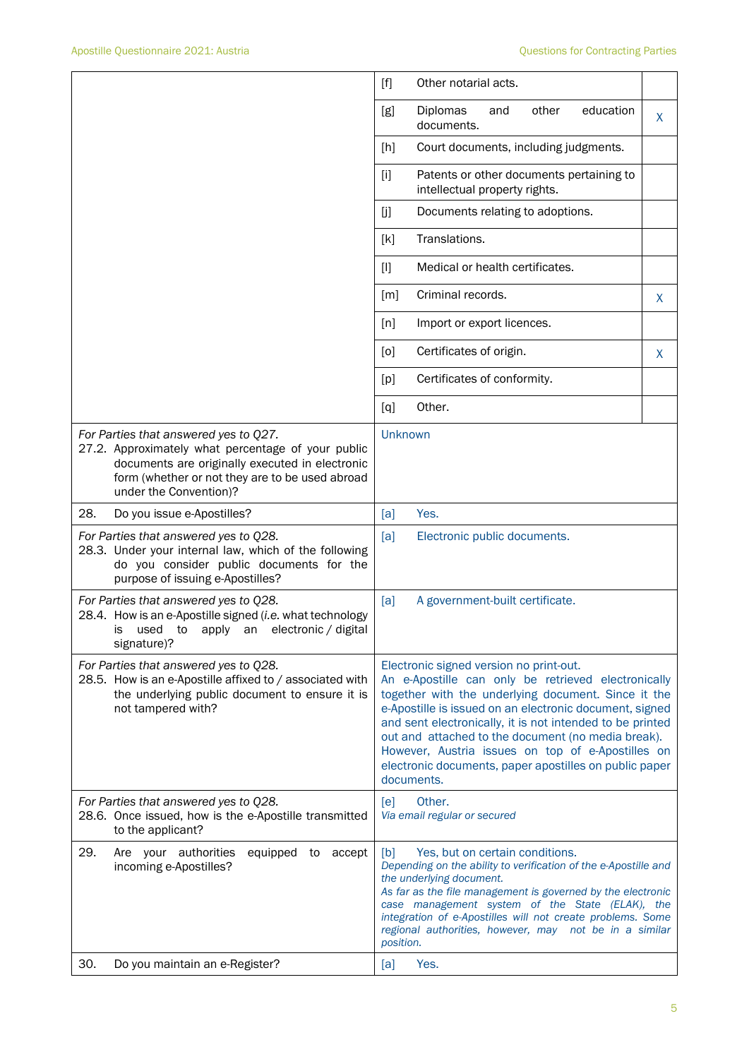| | | |
|---|---|---|
| | [f] Other notarial acts. | |
| | [g] Diplomas and other education documents. | X |
| | [h] Court documents, including judgments. | |
| | [i] Patents or other documents pertaining to intellectual property rights. | |
| | [j] Documents relating to adoptions. | |
| | [k] Translations. | |
| | [l] Medical or health certificates. | |
| | [m] Criminal records. | X |
| | [n] Import or export licences. | |
| | [o] Certificates of origin. | X |
| | [p] Certificates of conformity. | |
| | [q] Other. | |
| *For Parties that answered yes to Q27.* 27.2. Approximately what percentage of your public documents are originally executed in electronic form (whether or not they are to be used abroad under the Convention)? | Unknown | |
| 28. Do you issue e-Apostilles? | [a] Yes. | |
| *For Parties that answered yes to Q28.* 28.3. Under your internal law, which of the following do you consider public documents for the purpose of issuing e-Apostilles? | [a] Electronic public documents. | |
| *For Parties that answered yes to Q28.* 28.4. How is an e-Apostille signed (*i.e.* what technology is used to apply an electronic / digital signature)? | [a] A government-built certificate. | |
| *For Parties that answered yes to Q28.* 28.5. How is an e-Apostille affixed to / associated with the underlying public document to ensure it is not tampered with? | Electronic signed version no print-out. An e-Apostille can only be retrieved electronically together with the underlying document. Since it the e-Apostille is issued on an electronic document, signed and sent electronically, it is not intended to be printed out and attached to the document (no media break). However, Austria issues on top of e-Apostilles on electronic documents, paper apostilles on public paper documents. | |
| *For Parties that answered yes to Q28.* 28.6. Once issued, how is the e-Apostille transmitted to the applicant? | [e] Other. *Via email regular or secured* | |
| 29. Are your authorities equipped to accept incoming e-Apostilles? | [b] Yes, but on certain conditions. *Depending on the ability to verification of the e-Apostille and the underlying document. As far as the file management is governed by the electronic case management system of the State (ELAK), the integration of e-Apostilles will not create problems. Some regional authorities, however, may not be in a similar position.* | |
| 30. Do you maintain an e-Register? | [a] Yes. | |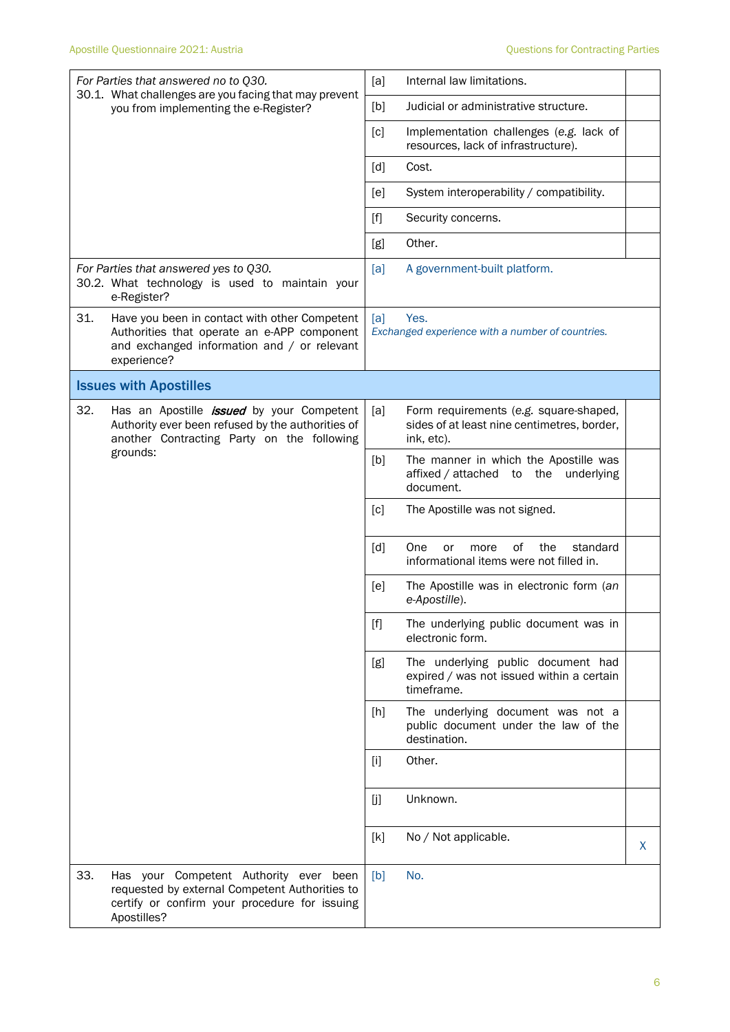| Question | Option | Answer | Mark |
|---|---|---|---|
| *For Parties that answered no to Q30.*<br>30.1. What challenges are you facing that may prevent you from implementing the e-Register? | [a] | Internal law limitations. | |
| | [b] | Judicial or administrative structure. | |
| | [c] | Implementation challenges (*e.g.* lack of resources, lack of infrastructure). | |
| | [d] | Cost. | |
| | [e] | System interoperability / compatibility. | |
| | [f] | Security concerns. | |
| | [g] | Other. | |
| *For Parties that answered yes to Q30.*<br>30.2. What technology is used to maintain your e-Register? | [a] | A government-built platform. | |
| 31. Have you been in contact with other Competent Authorities that operate an e-APP component and exchanged information and / or relevant experience? | [a] | Yes.<br>*Exchanged experience with a number of countries.* | |

## Issues with Apostilles

| Question | Option | Answer | Mark |
|---|---|---|---|
| 32. Has an Apostille ***issued*** by your Competent Authority ever been refused by the authorities of another Contracting Party on the following grounds: | [a] | Form requirements (*e.g.* square-shaped, sides of at least nine centimetres, border, ink, etc). | |
| | [b] | The manner in which the Apostille was affixed / attached to the underlying document. | |
| | [c] | The Apostille was not signed. | |
| | [d] | One or more of the standard informational items were not filled in. | |
| | [e] | The Apostille was in electronic form (*an e-Apostille*). | |
| | [f] | The underlying public document was in electronic form. | |
| | [g] | The underlying public document had expired / was not issued within a certain timeframe. | |
| | [h] | The underlying document was not a public document under the law of the destination. | |
| | [i] | Other. | |
| | [j] | Unknown. | |
| | [k] | No / Not applicable. | X |
| 33. Has your Competent Authority ever been requested by external Competent Authorities to certify or confirm your procedure for issuing Apostilles? | [b] | No. | |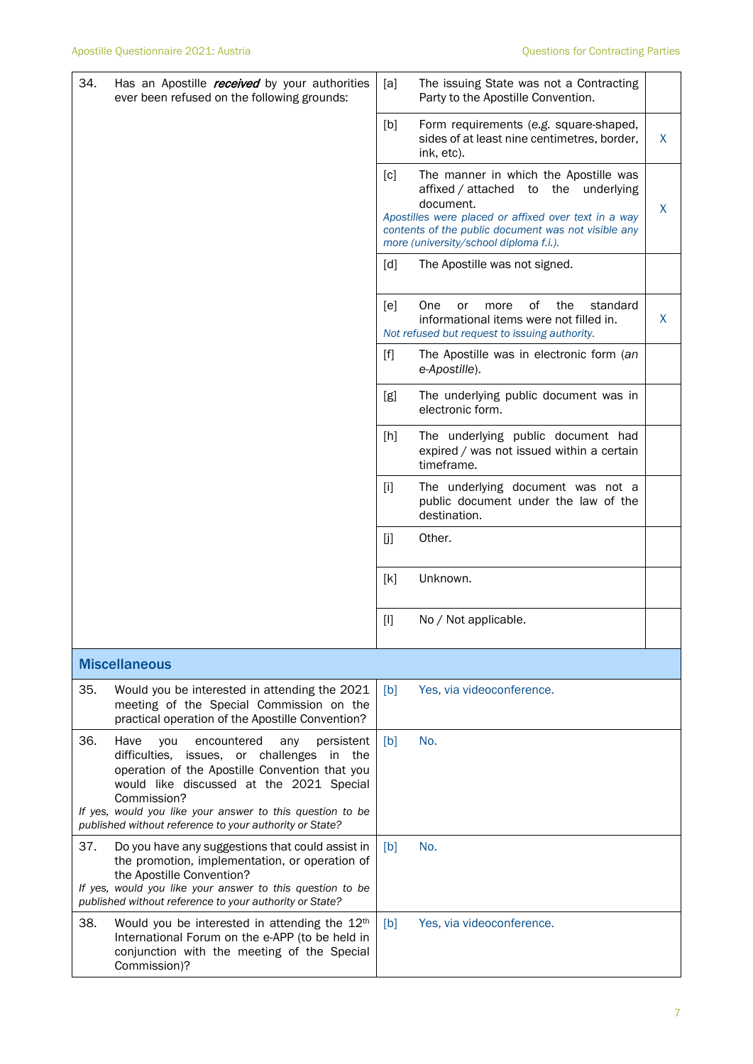| | | | |
|---|---|---|---|
| 34. | Has an Apostille ***received*** by your authorities ever been refused on the following grounds: | [a] The issuing State was not a Contracting Party to the Apostille Convention. | |
| | | [b] Form requirements (e.g. square-shaped, sides of at least nine centimetres, border, ink, etc). | X |
| | | [c] The manner in which the Apostille was affixed / attached to the underlying document. *Apostilles were placed or affixed over text in a way contents of the public document was not visible any more (university/school diploma f.i.).* | X |
| | | [d] The Apostille was not signed. | |
| | | [e] One or more of the standard informational items were not filled in. *Not refused but request to issuing authority.* | X |
| | | [f] The Apostille was in electronic form (*an e-Apostille*). | |
| | | [g] The underlying public document was in electronic form. | |
| | | [h] The underlying public document had expired / was not issued within a certain timeframe. | |
| | | [i] The underlying document was not a public document under the law of the destination. | |
| | | [j] Other. | |
| | | [k] Unknown. | |
| | | [l] No / Not applicable. | |

## Miscellaneous

| | | |
|---|---|---|
| 35. | Would you be interested in attending the 2021 meeting of the Special Commission on the practical operation of the Apostille Convention? | [b] Yes, via videoconference. |
| 36. | Have you encountered any persistent difficulties, issues, or challenges in the operation of the Apostille Convention that you would like discussed at the 2021 Special Commission? *If yes, would you like your answer to this question to be published without reference to your authority or State?* | [b] No. |
| 37. | Do you have any suggestions that could assist in the promotion, implementation, or operation of the Apostille Convention? *If yes, would you like your answer to this question to be published without reference to your authority or State?* | [b] No. |
| 38. | Would you be interested in attending the 12th International Forum on the e-APP (to be held in conjunction with the meeting of the Special Commission)? | [b] Yes, via videoconference. |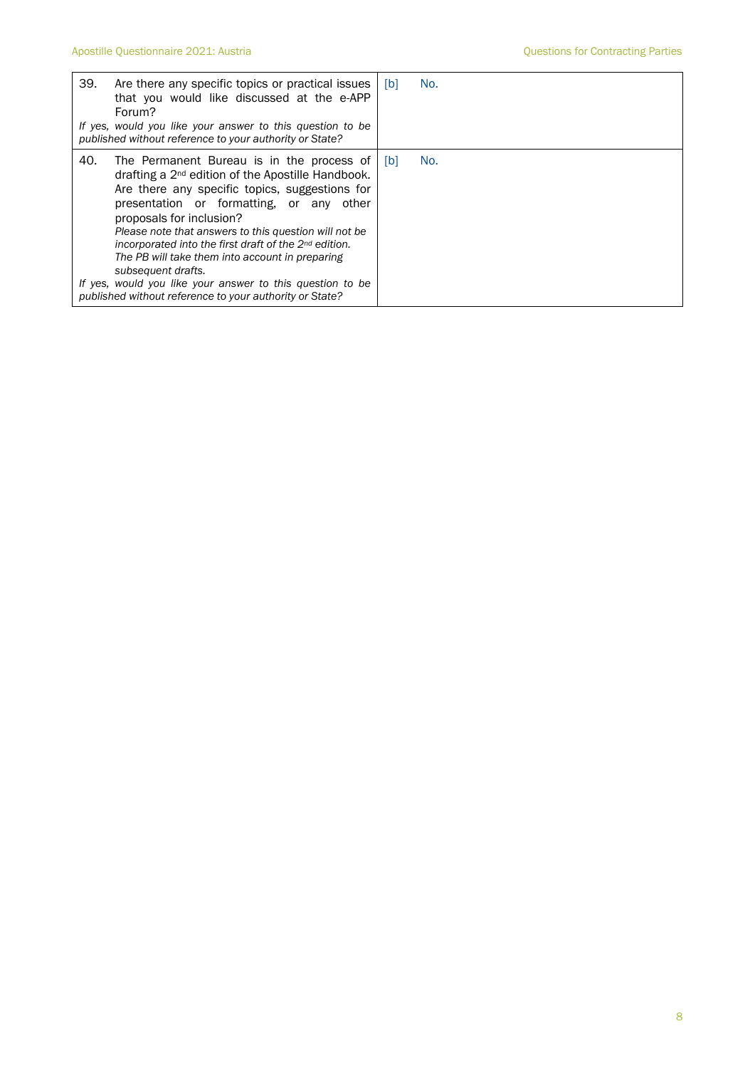| | |
|---|---|
| 39. Are there any specific topics or practical issues that you would like discussed at the e-APP Forum?<br>*If yes, would you like your answer to this question to be published without reference to your authority or State?* | [b] No. |
| 40. The Permanent Bureau is in the process of drafting a 2nd edition of the Apostille Handbook. Are there any specific topics, suggestions for presentation or formatting, or any other proposals for inclusion?<br>*Please note that answers to this question will not be incorporated into the first draft of the 2nd edition. The PB will take them into account in preparing subsequent drafts.*<br>*If yes, would you like your answer to this question to be published without reference to your authority or State?* | [b] No. |